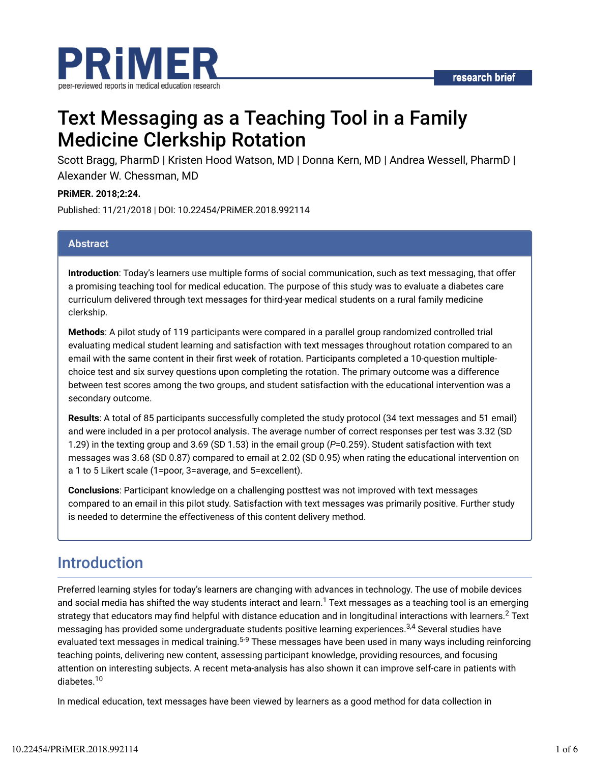PRiMER

peer-reviewed reports in medical education research

research brief

# Text Messaging as a Teaching Tool in a Family Medicine Clerkship Rotation

Scott Bragg, PharmD | Kristen Hood Watson, MD | Donna Kern, MD | Andrea Wessell, PharmD | Alexander W. Chessman, MD

**PRiMER. 2018;2:24.**

Published: 11/21/2018 | DOI: 10.22454/PRiMER.2018.992114

## Abstract

**Introduction**: Today's learners use multiple forms of social communication, such as text messaging, that offer a promising teaching tool for medical education. The purpose of this study was to evaluate a diabetes care curriculum delivered through text messages for third-year medical students on a rural family medicine clerkship.

**Methods**: A pilot study of 119 participants were compared in a parallel group randomized controlled trial evaluating medical student learning and satisfaction with text messages throughout rotation compared to an email with the same content in their first week of rotation. Participants completed a 10-question multiple-choice test and six survey questions upon completing the rotation. The primary outcome was a difference between test scores among the two groups, and student satisfaction with the educational intervention was a secondary outcome.

**Results**: A total of 85 participants successfully completed the study protocol (34 text messages and 51 email) and were included in a per protocol analysis. The average number of correct responses per test was 3.32 (SD 1.29) in the texting group and 3.69 (SD 1.53) in the email group ($P$=0.259). Student satisfaction with text messages was 3.68 (SD 0.87) compared to email at 2.02 (SD 0.95) when rating the educational intervention on a 1 to 5 Likert scale (1=poor, 3=average, and 5=excellent).

**Conclusions**: Participant knowledge on a challenging posttest was not improved with text messages compared to an email in this pilot study. Satisfaction with text messages was primarily positive. Further study is needed to determine the effectiveness of this content delivery method.

## Introduction

Preferred learning styles for today's learners are changing with advances in technology. The use of mobile devices and social media has shifted the way students interact and learn.[1] Text messages as a teaching tool is an emerging strategy that educators may find helpful with distance education and in longitudinal interactions with learners.[2] Text messaging has provided some undergraduate students positive learning experiences.[3,4] Several studies have evaluated text messages in medical training.[5-9] These messages have been used in many ways including reinforcing teaching points, delivering new content, assessing participant knowledge, providing resources, and focusing attention on interesting subjects. A recent meta-analysis has also shown it can improve self-care in patients with diabetes.[10]

In medical education, text messages have been viewed by learners as a good method for data collection in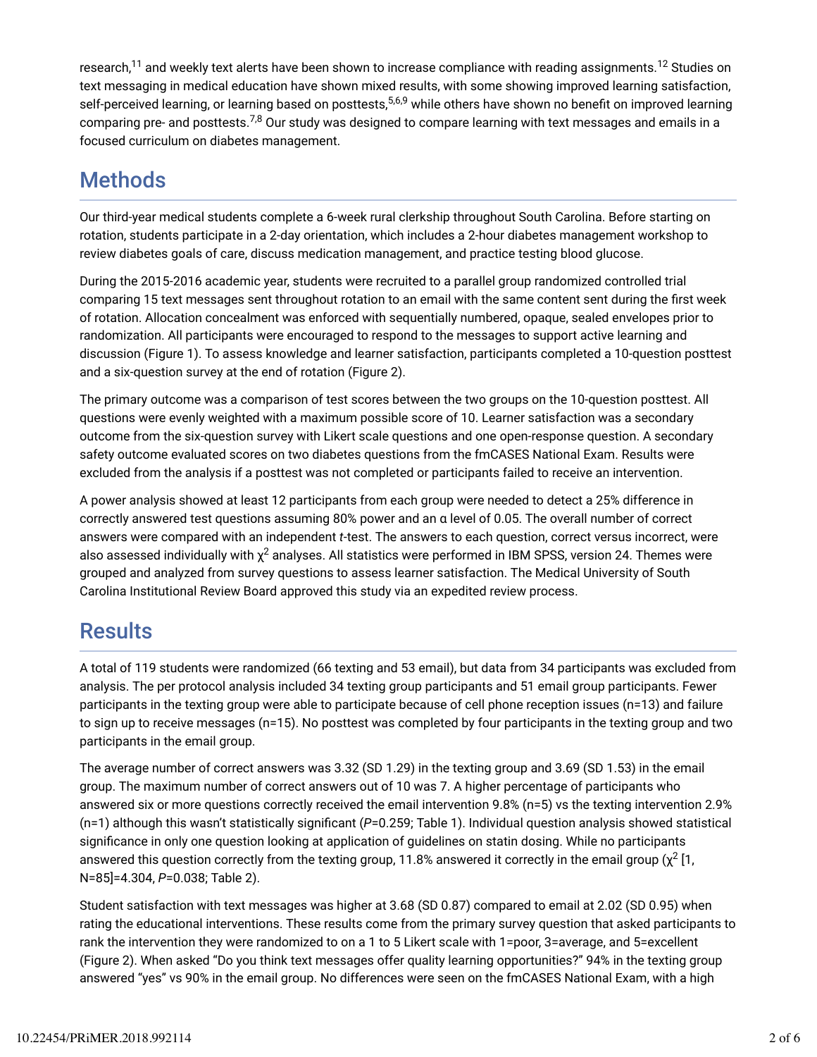research,[11] and weekly text alerts have been shown to increase compliance with reading assignments.[12] Studies on text messaging in medical education have shown mixed results, with some showing improved learning satisfaction, self-perceived learning, or learning based on posttests,[5,6,9] while others have shown no benefit on improved learning comparing pre- and posttests.[7,8] Our study was designed to compare learning with text messages and emails in a focused curriculum on diabetes management.

## Methods

Our third-year medical students complete a 6-week rural clerkship throughout South Carolina. Before starting on rotation, students participate in a 2-day orientation, which includes a 2-hour diabetes management workshop to review diabetes goals of care, discuss medication management, and practice testing blood glucose.

During the 2015-2016 academic year, students were recruited to a parallel group randomized controlled trial comparing 15 text messages sent throughout rotation to an email with the same content sent during the first week of rotation. Allocation concealment was enforced with sequentially numbered, opaque, sealed envelopes prior to randomization. All participants were encouraged to respond to the messages to support active learning and discussion (Figure 1). To assess knowledge and learner satisfaction, participants completed a 10-question posttest and a six-question survey at the end of rotation (Figure 2).

The primary outcome was a comparison of test scores between the two groups on the 10-question posttest. All questions were evenly weighted with a maximum possible score of 10. Learner satisfaction was a secondary outcome from the six-question survey with Likert scale questions and one open-response question. A secondary safety outcome evaluated scores on two diabetes questions from the fmCASES National Exam. Results were excluded from the analysis if a posttest was not completed or participants failed to receive an intervention.

A power analysis showed at least 12 participants from each group were needed to detect a 25% difference in correctly answered test questions assuming 80% power and an α level of 0.05. The overall number of correct answers were compared with an independent *t*-test. The answers to each question, correct versus incorrect, were also assessed individually with $\chi^2$ analyses. All statistics were performed in IBM SPSS, version 24. Themes were grouped and analyzed from survey questions to assess learner satisfaction. The Medical University of South Carolina Institutional Review Board approved this study via an expedited review process.

## Results

A total of 119 students were randomized (66 texting and 53 email), but data from 34 participants was excluded from analysis. The per protocol analysis included 34 texting group participants and 51 email group participants. Fewer participants in the texting group were able to participate because of cell phone reception issues (n=13) and failure to sign up to receive messages (n=15). No posttest was completed by four participants in the texting group and two participants in the email group.

The average number of correct answers was 3.32 (SD 1.29) in the texting group and 3.69 (SD 1.53) in the email group. The maximum number of correct answers out of 10 was 7. A higher percentage of participants who answered six or more questions correctly received the email intervention 9.8% (n=5) vs the texting intervention 2.9% (n=1) although this wasn't statistically significant ($P$=0.259; Table 1). Individual question analysis showed statistical significance in only one question looking at application of guidelines on statin dosing. While no participants answered this question correctly from the texting group, 11.8% answered it correctly in the email group ($\chi^2$ [1, N=85]=4.304, $P$=0.038; Table 2).

Student satisfaction with text messages was higher at 3.68 (SD 0.87) compared to email at 2.02 (SD 0.95) when rating the educational interventions. These results come from the primary survey question that asked participants to rank the intervention they were randomized to on a 1 to 5 Likert scale with 1=poor, 3=average, and 5=excellent (Figure 2). When asked "Do you think text messages offer quality learning opportunities?" 94% in the texting group answered "yes" vs 90% in the email group. No differences were seen on the fmCASES National Exam, with a high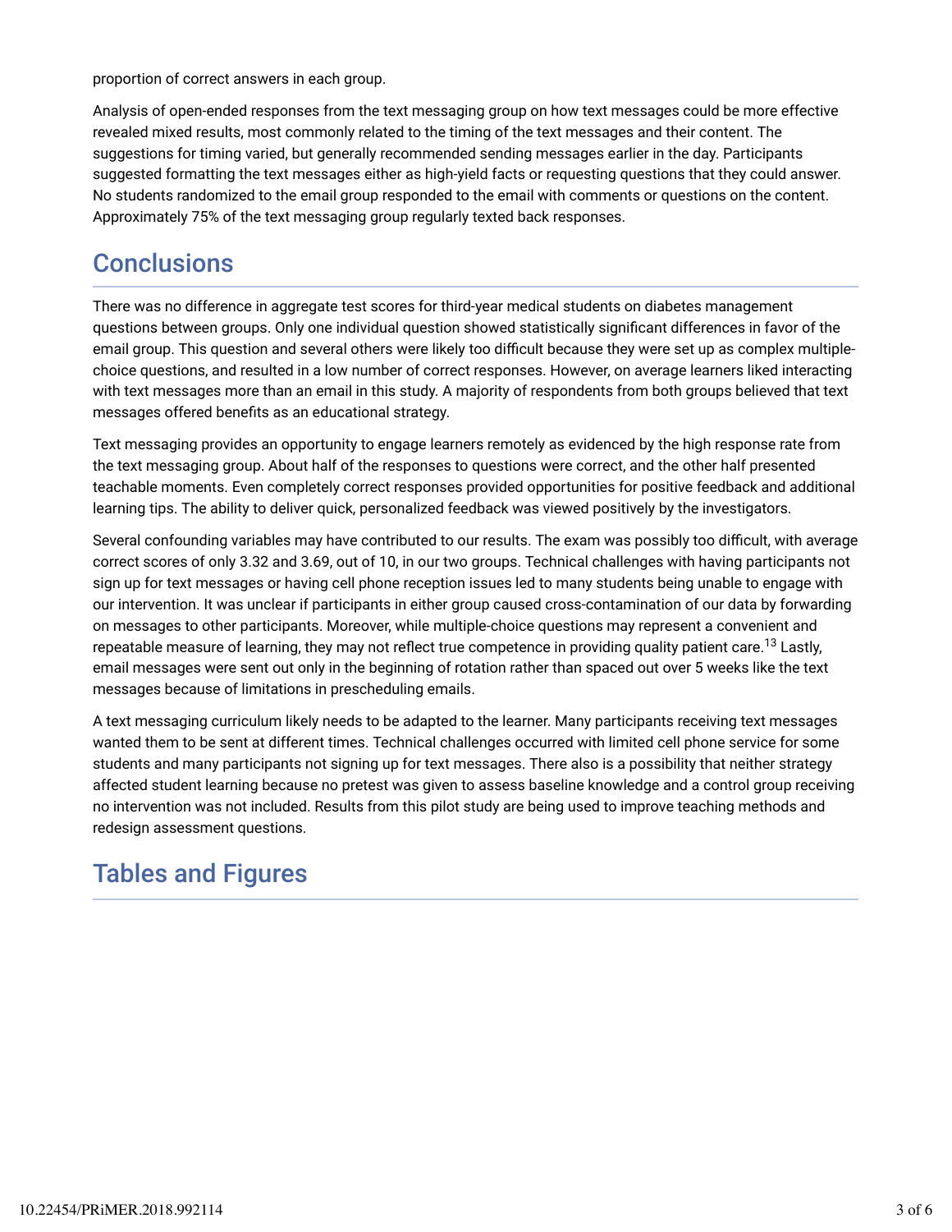proportion of correct answers in each group.

Analysis of open-ended responses from the text messaging group on how text messages could be more effective revealed mixed results, most commonly related to the timing of the text messages and their content. The suggestions for timing varied, but generally recommended sending messages earlier in the day. Participants suggested formatting the text messages either as high-yield facts or requesting questions that they could answer. No students randomized to the email group responded to the email with comments or questions on the content. Approximately 75% of the text messaging group regularly texted back responses.

## Conclusions

There was no difference in aggregate test scores for third-year medical students on diabetes management questions between groups. Only one individual question showed statistically significant differences in favor of the email group. This question and several others were likely too difficult because they were set up as complex multiple-choice questions, and resulted in a low number of correct responses. However, on average learners liked interacting with text messages more than an email in this study. A majority of respondents from both groups believed that text messages offered benefits as an educational strategy.

Text messaging provides an opportunity to engage learners remotely as evidenced by the high response rate from the text messaging group. About half of the responses to questions were correct, and the other half presented teachable moments. Even completely correct responses provided opportunities for positive feedback and additional learning tips. The ability to deliver quick, personalized feedback was viewed positively by the investigators.

Several confounding variables may have contributed to our results. The exam was possibly too difficult, with average correct scores of only 3.32 and 3.69, out of 10, in our two groups. Technical challenges with having participants not sign up for text messages or having cell phone reception issues led to many students being unable to engage with our intervention. It was unclear if participants in either group caused cross-contamination of our data by forwarding on messages to other participants. Moreover, while multiple-choice questions may represent a convenient and repeatable measure of learning, they may not reflect true competence in providing quality patient care.[13] Lastly, email messages were sent out only in the beginning of rotation rather than spaced out over 5 weeks like the text messages because of limitations in prescheduling emails.

A text messaging curriculum likely needs to be adapted to the learner. Many participants receiving text messages wanted them to be sent at different times. Technical challenges occurred with limited cell phone service for some students and many participants not signing up for text messages. There also is a possibility that neither strategy affected student learning because no pretest was given to assess baseline knowledge and a control group receiving no intervention was not included. Results from this pilot study are being used to improve teaching methods and redesign assessment questions.

## Tables and Figures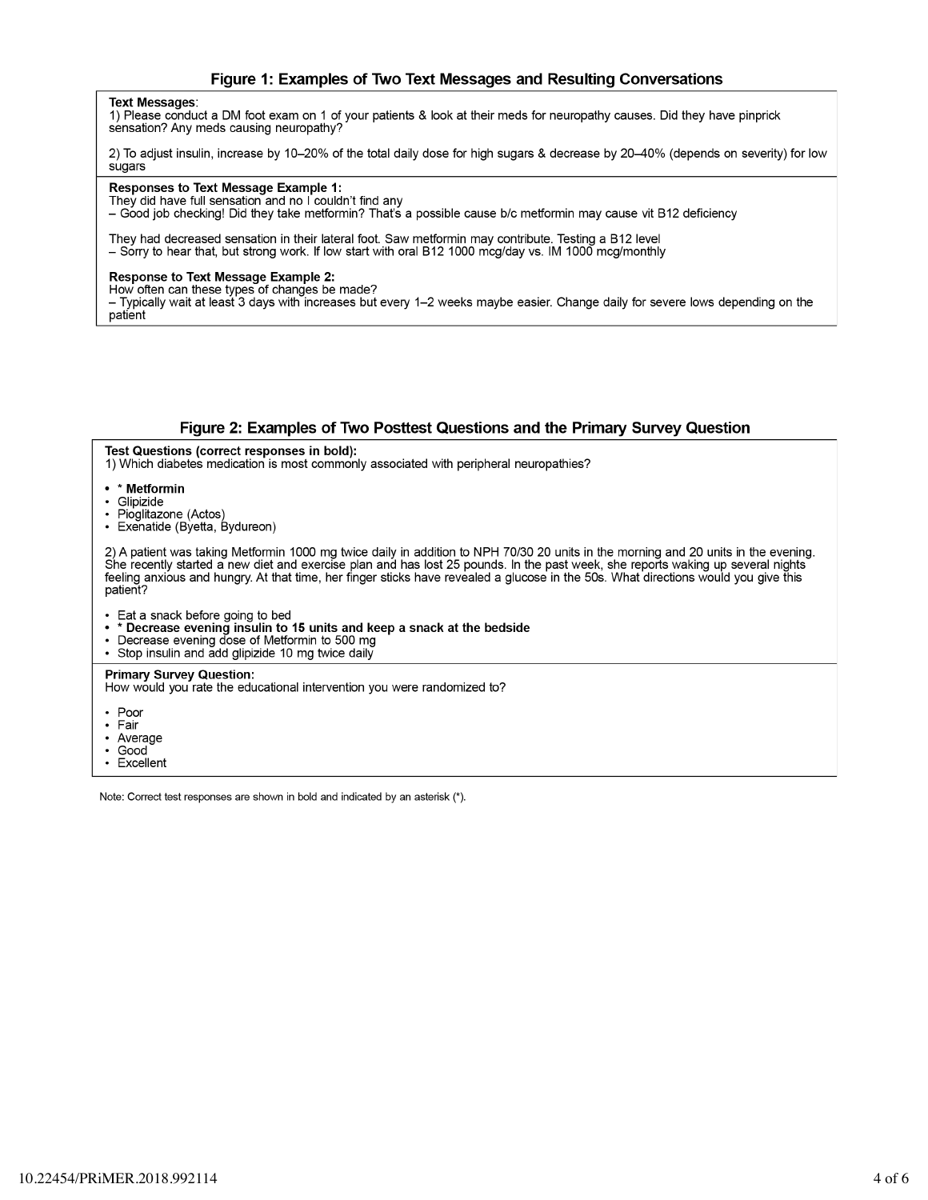## Figure 1: Examples of Two Text Messages and Resulting Conversations

**Text Messages**:

1) Please conduct a DM foot exam on 1 of your patients & look at their meds for neuropathy causes. Did they have pinprick sensation? Any meds causing neuropathy?

2) To adjust insulin, increase by 10–20% of the total daily dose for high sugars & decrease by 20–40% (depends on severity) for low sugars

**Responses to Text Message Example 1:**

They did have full sensation and no I couldn't find any
– Good job checking! Did they take metformin? That's a possible cause b/c metformin may cause vit B12 deficiency

They had decreased sensation in their lateral foot. Saw metformin may contribute. Testing a B12 level
– Sorry to hear that, but strong work. If low start with oral B12 1000 mcg/day vs. IM 1000 mcg/monthly

**Response to Text Message Example 2:**

How often can these types of changes be made?
– Typically wait at least 3 days with increases but every 1–2 weeks maybe easier. Change daily for severe lows depending on the patient

## Figure 2: Examples of Two Posttest Questions and the Primary Survey Question

**Test Questions (correct responses in bold):**

1) Which diabetes medication is most commonly associated with peripheral neuropathies?

- **\* Metformin**
- Glipizide
- Pioglitazone (Actos)
- Exenatide (Byetta, Bydureon)

2) A patient was taking Metformin 1000 mg twice daily in addition to NPH 70/30 20 units in the morning and 20 units in the evening. She recently started a new diet and exercise plan and has lost 25 pounds. In the past week, she reports waking up several nights feeling anxious and hungry. At that time, her finger sticks have revealed a glucose in the 50s. What directions would you give this patient?

- Eat a snack before going to bed
- **\* Decrease evening insulin to 15 units and keep a snack at the bedside**
- Decrease evening dose of Metformin to 500 mg
- Stop insulin and add glipizide 10 mg twice daily

**Primary Survey Question:**

How would you rate the educational intervention you were randomized to?

- Poor
- Fair
- Average
- Good
- Excellent

Note: Correct test responses are shown in bold and indicated by an asterisk (*).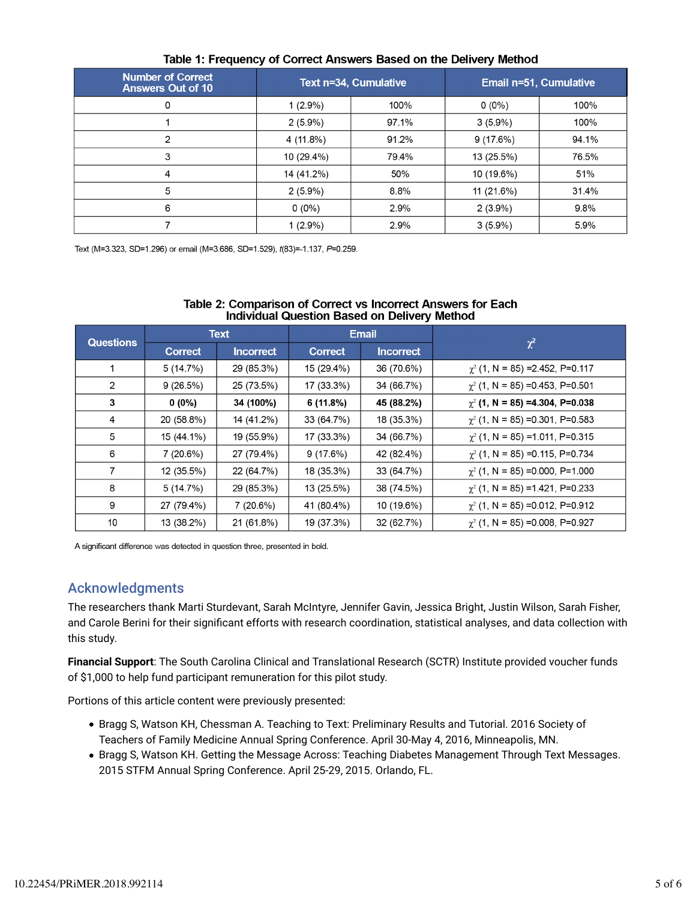**Table 1: Frequency of Correct Answers Based on the Delivery Method**

| Number of Correct Answers Out of 10 | Text n=34, Cumulative | | Email n=51, Cumulative | |
|---|---|---|---|---|
| 0 | 1 (2.9%) | 100% | 0 (0%) | 100% |
| 1 | 2 (5.9%) | 97.1% | 3 (5.9%) | 100% |
| 2 | 4 (11.8%) | 91.2% | 9 (17.6%) | 94.1% |
| 3 | 10 (29.4%) | 79.4% | 13 (25.5%) | 76.5% |
| 4 | 14 (41.2%) | 50% | 10 (19.6%) | 51% |
| 5 | 2 (5.9%) | 8.8% | 11 (21.6%) | 31.4% |
| 6 | 0 (0%) | 2.9% | 2 (3.9%) | 9.8% |
| 7 | 1 (2.9%) | 2.9% | 3 (5.9%) | 5.9% |

Text (M=3.323, SD=1.296) or email (M=3.686, SD=1.529), $t(83)=-1.137$, $P=0.259$.

**Table 2: Comparison of Correct vs Incorrect Answers for Each Individual Question Based on Delivery Method**

| Questions | Text | | Email | | $\chi^2$ |
|---|---|---|---|---|---|
| | Correct | Incorrect | Correct | Incorrect | |
| 1 | 5 (14.7%) | 29 (85.3%) | 15 (29.4%) | 36 (70.6%) | $\chi^2$ (1, N = 85) =2.452, P=0.117 |
| 2 | 9 (26.5%) | 25 (73.5%) | 17 (33.3%) | 34 (66.7%) | $\chi^2$ (1, N = 85) =0.453, P=0.501 |
| **3** | **0 (0%)** | **34 (100%)** | **6 (11.8%)** | **45 (88.2%)** | **$\chi^2$ (1, N = 85) =4.304, P=0.038** |
| 4 | 20 (58.8%) | 14 (41.2%) | 33 (64.7%) | 18 (35.3%) | $\chi^2$ (1, N = 85) =0.301, P=0.583 |
| 5 | 15 (44.1%) | 19 (55.9%) | 17 (33.3%) | 34 (66.7%) | $\chi^2$ (1, N = 85) =1.011, P=0.315 |
| 6 | 7 (20.6%) | 27 (79.4%) | 9 (17.6%) | 42 (82.4%) | $\chi^2$ (1, N = 85) =0.115, P=0.734 |
| 7 | 12 (35.5%) | 22 (64.7%) | 18 (35.3%) | 33 (64.7%) | $\chi^2$ (1, N = 85) =0.000, P=1.000 |
| 8 | 5 (14.7%) | 29 (85.3%) | 13 (25.5%) | 38 (74.5%) | $\chi^2$ (1, N = 85) =1.421, P=0.233 |
| 9 | 27 (79.4%) | 7 (20.6%) | 41 (80.4%) | 10 (19.6%) | $\chi^2$ (1, N = 85) =0.012, P=0.912 |
| 10 | 13 (38.2%) | 21 (61.8%) | 19 (37.3%) | 32 (62.7%) | $\chi^2$ (1, N = 85) =0.008, P=0.927 |

A significant difference was detected in question three, presented in bold.

## Acknowledgments

The researchers thank Marti Sturdevant, Sarah McIntyre, Jennifer Gavin, Jessica Bright, Justin Wilson, Sarah Fisher, and Carole Berini for their significant efforts with research coordination, statistical analyses, and data collection with this study.

**Financial Support**: The South Carolina Clinical and Translational Research (SCTR) Institute provided voucher funds of $1,000 to help fund participant remuneration for this pilot study.

Portions of this article content were previously presented:

- Bragg S, Watson KH, Chessman A. Teaching to Text: Preliminary Results and Tutorial. 2016 Society of Teachers of Family Medicine Annual Spring Conference. April 30-May 4, 2016, Minneapolis, MN.
- Bragg S, Watson KH. Getting the Message Across: Teaching Diabetes Management Through Text Messages. 2015 STFM Annual Spring Conference. April 25-29, 2015. Orlando, FL.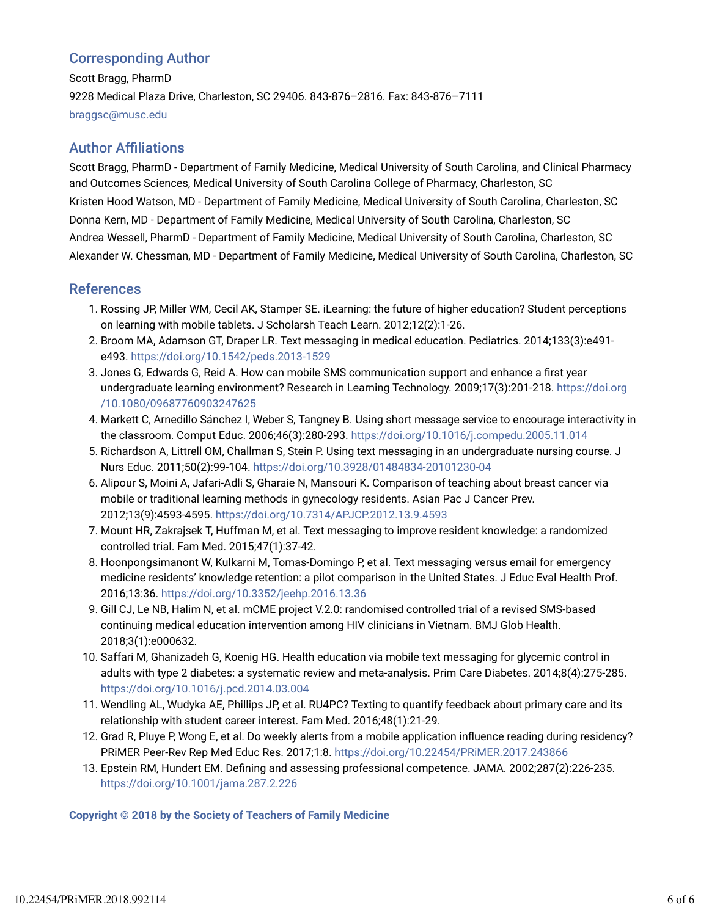## Corresponding Author

Scott Bragg, PharmD
9228 Medical Plaza Drive, Charleston, SC 29406. 843-876–2816. Fax: 843-876–7111
braggsc@musc.edu

## Author Affiliations

Scott Bragg, PharmD - Department of Family Medicine, Medical University of South Carolina, and Clinical Pharmacy and Outcomes Sciences, Medical University of South Carolina College of Pharmacy, Charleston, SC
Kristen Hood Watson, MD - Department of Family Medicine, Medical University of South Carolina, Charleston, SC
Donna Kern, MD - Department of Family Medicine, Medical University of South Carolina, Charleston, SC
Andrea Wessell, PharmD - Department of Family Medicine, Medical University of South Carolina, Charleston, SC
Alexander W. Chessman, MD - Department of Family Medicine, Medical University of South Carolina, Charleston, SC

## References

1. Rossing JP, Miller WM, Cecil AK, Stamper SE. iLearning: the future of higher education? Student perceptions on learning with mobile tablets. J Scholarsh Teach Learn. 2012;12(2):1-26.
2. Broom MA, Adamson GT, Draper LR. Text messaging in medical education. Pediatrics. 2014;133(3):e491-e493. https://doi.org/10.1542/peds.2013-1529
3. Jones G, Edwards G, Reid A. How can mobile SMS communication support and enhance a first year undergraduate learning environment? Research in Learning Technology. 2009;17(3):201-218. https://doi.org/10.1080/09687760903247625
4. Markett C, Arnedillo Sánchez I, Weber S, Tangney B. Using short message service to encourage interactivity in the classroom. Comput Educ. 2006;46(3):280-293. https://doi.org/10.1016/j.compedu.2005.11.014
5. Richardson A, Littrell OM, Challman S, Stein P. Using text messaging in an undergraduate nursing course. J Nurs Educ. 2011;50(2):99-104. https://doi.org/10.3928/01484834-20101230-04
6. Alipour S, Moini A, Jafari-Adli S, Gharaie N, Mansouri K. Comparison of teaching about breast cancer via mobile or traditional learning methods in gynecology residents. Asian Pac J Cancer Prev. 2012;13(9):4593-4595. https://doi.org/10.7314/APJCP.2012.13.9.4593
7. Mount HR, Zakrajsek T, Huffman M, et al. Text messaging to improve resident knowledge: a randomized controlled trial. Fam Med. 2015;47(1):37-42.
8. Hoonpongsimanont W, Kulkarni M, Tomas-Domingo P, et al. Text messaging versus email for emergency medicine residents' knowledge retention: a pilot comparison in the United States. J Educ Eval Health Prof. 2016;13:36. https://doi.org/10.3352/jeehp.2016.13.36
9. Gill CJ, Le NB, Halim N, et al. mCME project V.2.0: randomised controlled trial of a revised SMS-based continuing medical education intervention among HIV clinicians in Vietnam. BMJ Glob Health. 2018;3(1):e000632.
10. Saffari M, Ghanizadeh G, Koenig HG. Health education via mobile text messaging for glycemic control in adults with type 2 diabetes: a systematic review and meta-analysis. Prim Care Diabetes. 2014;8(4):275-285. https://doi.org/10.1016/j.pcd.2014.03.004
11. Wendling AL, Wudyka AE, Phillips JP, et al. RU4PC? Texting to quantify feedback about primary care and its relationship with student career interest. Fam Med. 2016;48(1):21-29.
12. Grad R, Pluye P, Wong E, et al. Do weekly alerts from a mobile application influence reading during residency? PRiMER Peer-Rev Rep Med Educ Res. 2017;1:8. https://doi.org/10.22454/PRiMER.2017.243866
13. Epstein RM, Hundert EM. Defining and assessing professional competence. JAMA. 2002;287(2):226-235. https://doi.org/10.1001/jama.287.2.226

**Copyright © 2018 by the Society of Teachers of Family Medicine**